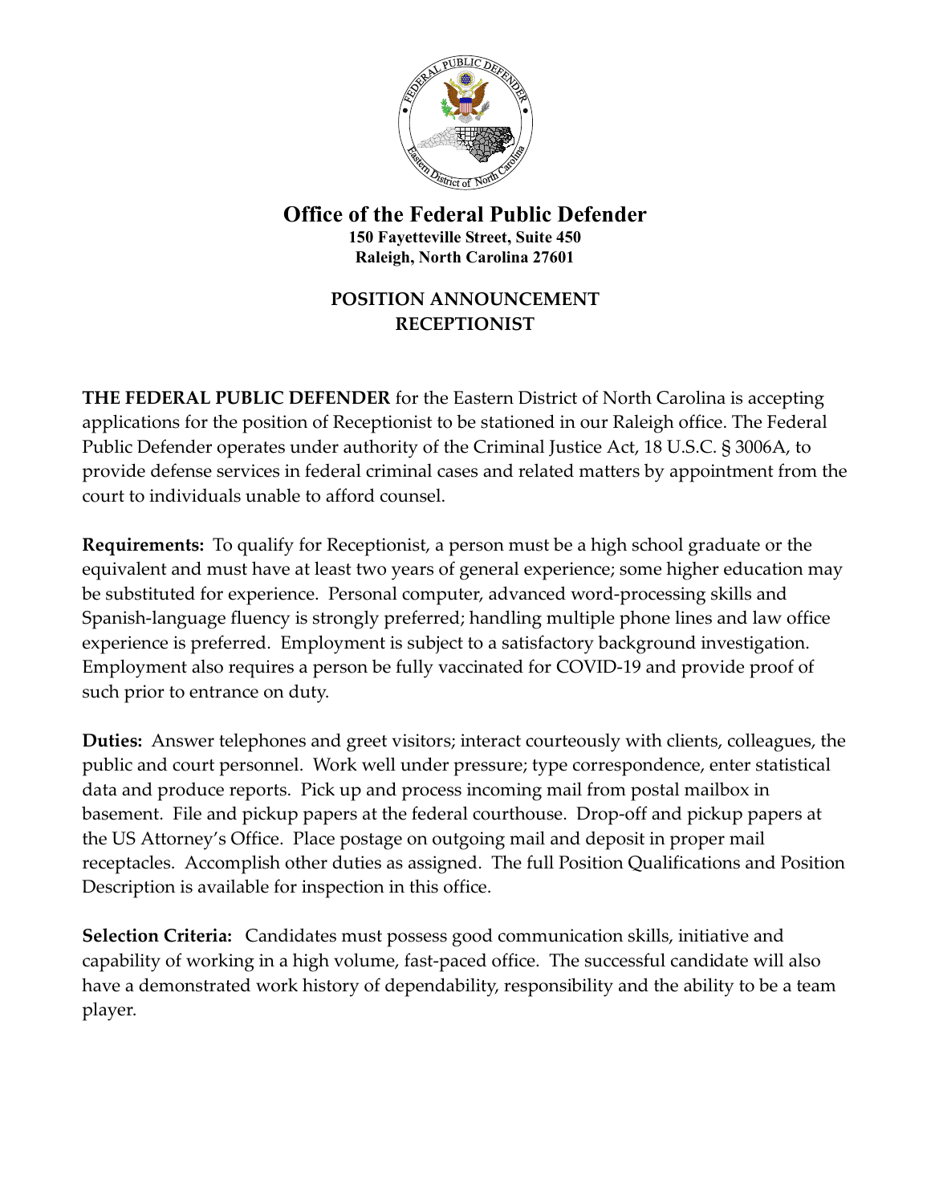# Office of the Federal Public Defender

**150 Fayetteville Street, Suite 450**
**Raleigh, North Carolina 27601**

## POSITION ANNOUNCEMENT
## RECEPTIONIST

**THE FEDERAL PUBLIC DEFENDER** for the Eastern District of North Carolina is accepting applications for the position of Receptionist to be stationed in our Raleigh office. The Federal Public Defender operates under authority of the Criminal Justice Act, 18 U.S.C. § 3006A, to provide defense services in federal criminal cases and related matters by appointment from the court to individuals unable to afford counsel.

**Requirements:** To qualify for Receptionist, a person must be a high school graduate or the equivalent and must have at least two years of general experience; some higher education may be substituted for experience. Personal computer, advanced word-processing skills and Spanish-language fluency is strongly preferred; handling multiple phone lines and law office experience is preferred. Employment is subject to a satisfactory background investigation. Employment also requires a person be fully vaccinated for COVID-19 and provide proof of such prior to entrance on duty.

**Duties:** Answer telephones and greet visitors; interact courteously with clients, colleagues, the public and court personnel. Work well under pressure; type correspondence, enter statistical data and produce reports. Pick up and process incoming mail from postal mailbox in basement. File and pickup papers at the federal courthouse. Drop-off and pickup papers at the US Attorney's Office. Place postage on outgoing mail and deposit in proper mail receptacles. Accomplish other duties as assigned. The full Position Qualifications and Position Description is available for inspection in this office.

**Selection Criteria:** Candidates must possess good communication skills, initiative and capability of working in a high volume, fast-paced office. The successful candidate will also have a demonstrated work history of dependability, responsibility and the ability to be a team player.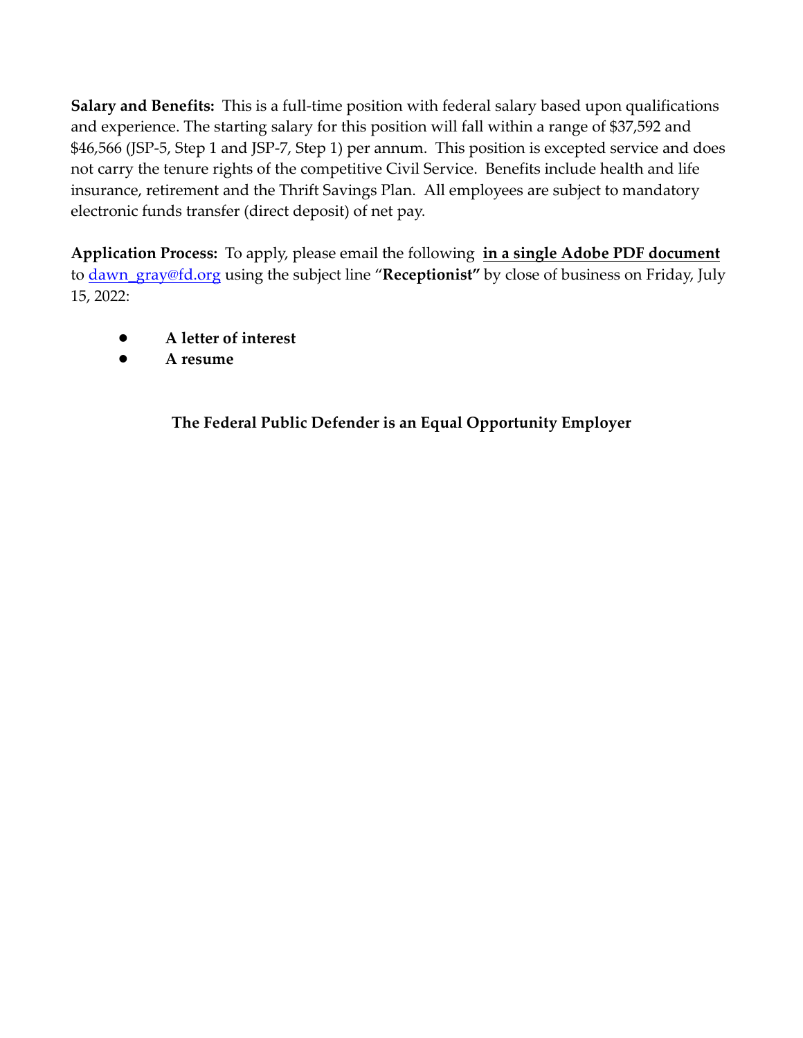**Salary and Benefits:** This is a full-time position with federal salary based upon qualifications and experience. The starting salary for this position will fall within a range of $37,592 and $46,566 (JSP-5, Step 1 and JSP-7, Step 1) per annum. This position is excepted service and does not carry the tenure rights of the competitive Civil Service. Benefits include health and life insurance, retirement and the Thrift Savings Plan. All employees are subject to mandatory electronic funds transfer (direct deposit) of net pay.

**Application Process:** To apply, please email the following **in a single Adobe PDF document** to dawn_gray@fd.org using the subject line "**Receptionist"** by close of business on Friday, July 15, 2022:

- **A letter of interest**
- **A resume**

**The Federal Public Defender is an Equal Opportunity Employer**